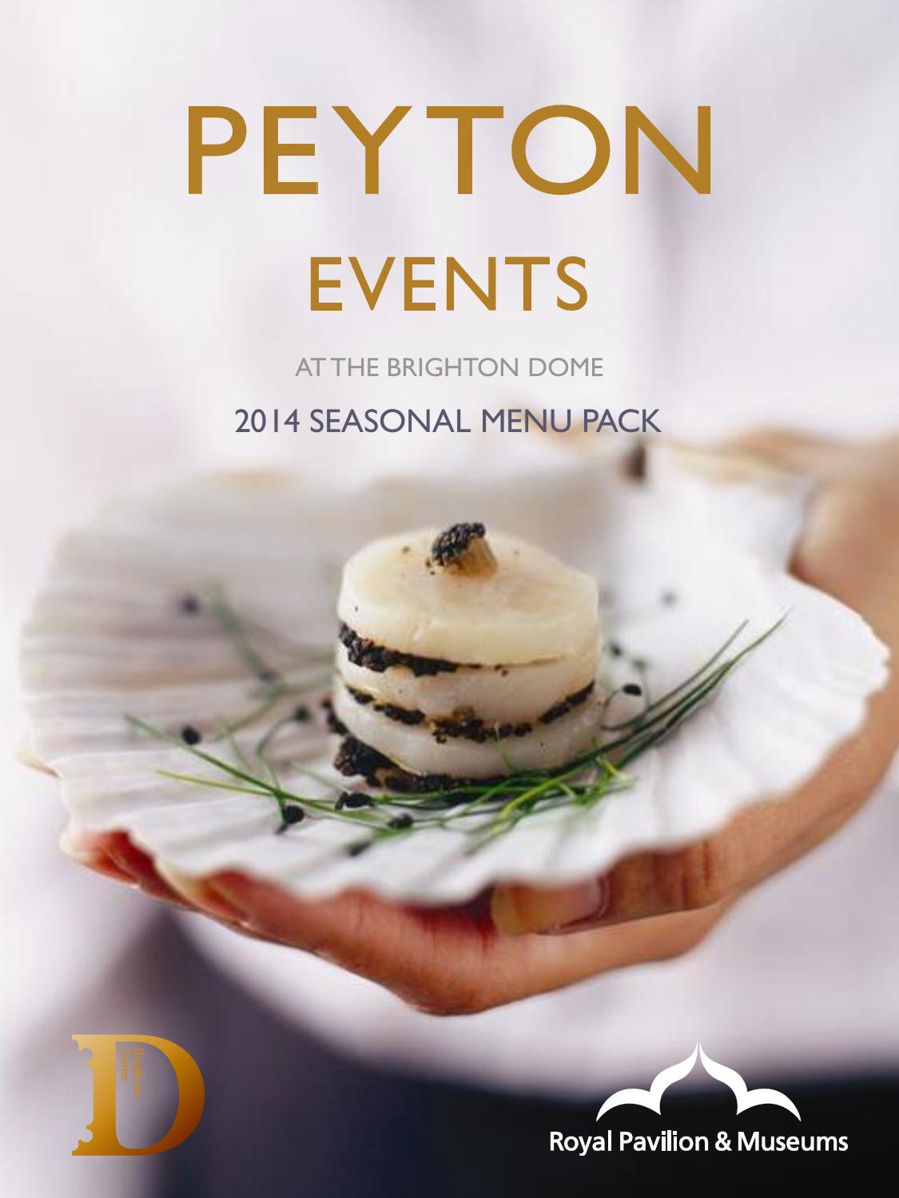# PEYTON

## EVENTS

AT THE BRIGHTON DOME

2014 SEASONAL MENU PACK

Brighton Dome

Royal Pavilion & Museums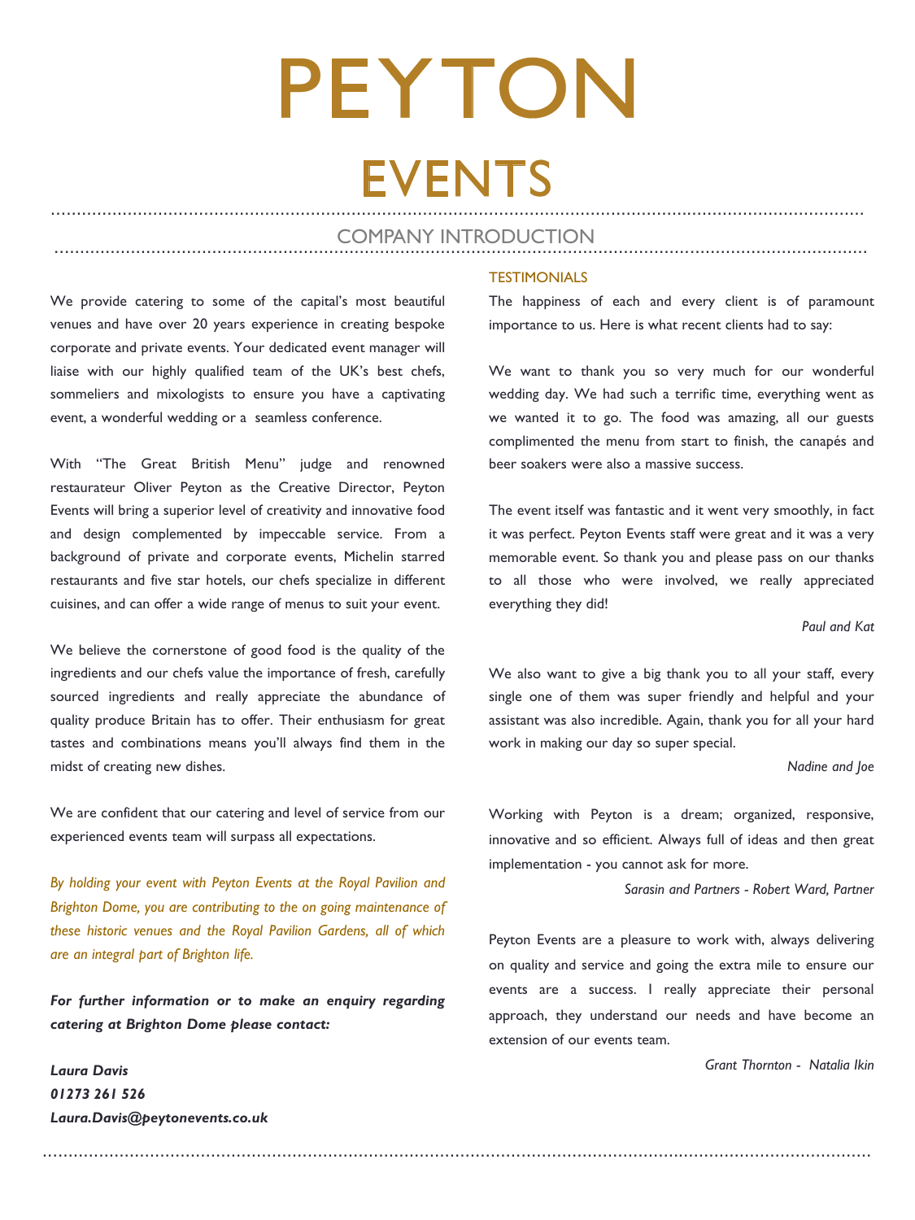# PEYTON

## EVENTS

### COMPANY INTRODUCTION

We provide catering to some of the capital's most beautiful venues and have over 20 years experience in creating bespoke corporate and private events. Your dedicated event manager will liaise with our highly qualified team of the UK's best chefs, sommeliers and mixologists to ensure you have a captivating event, a wonderful wedding or a seamless conference.

With "The Great British Menu" judge and renowned restaurateur Oliver Peyton as the Creative Director, Peyton Events will bring a superior level of creativity and innovative food and design complemented by impeccable service. From a background of private and corporate events, Michelin starred restaurants and five star hotels, our chefs specialize in different cuisines, and can offer a wide range of menus to suit your event.

We believe the cornerstone of good food is the quality of the ingredients and our chefs value the importance of fresh, carefully sourced ingredients and really appreciate the abundance of quality produce Britain has to offer. Their enthusiasm for great tastes and combinations means you'll always find them in the midst of creating new dishes.

We are confident that our catering and level of service from our experienced events team will surpass all expectations.

*By holding your event with Peyton Events at the Royal Pavilion and Brighton Dome, you are contributing to the on going maintenance of these historic venues and the Royal Pavilion Gardens, all of which are an integral part of Brighton life.*

***For further information or to make an enquiry regarding catering at Brighton Dome please contact:***

***Laura Davis***
***01273 261 526***
***Laura.Davis@peytonevents.co.uk***

#### TESTIMONIALS

The happiness of each and every client is of paramount importance to us. Here is what recent clients had to say:

We want to thank you so very much for our wonderful wedding day. We had such a terrific time, everything went as we wanted it to go. The food was amazing, all our guests complimented the menu from start to finish, the canapés and beer soakers were also a massive success.

The event itself was fantastic and it went very smoothly, in fact it was perfect. Peyton Events staff were great and it was a very memorable event. So thank you and please pass on our thanks to all those who were involved, we really appreciated everything they did!

*Paul and Kat*

We also want to give a big thank you to all your staff, every single one of them was super friendly and helpful and your assistant was also incredible. Again, thank you for all your hard work in making our day so super special.

*Nadine and Joe*

Working with Peyton is a dream; organized, responsive, innovative and so efficient. Always full of ideas and then great implementation - you cannot ask for more.

*Sarasin and Partners - Robert Ward, Partner*

Peyton Events are a pleasure to work with, always delivering on quality and service and going the extra mile to ensure our events are a success. I really appreciate their personal approach, they understand our needs and have become an extension of our events team.

*Grant Thornton - Natalia Ikin*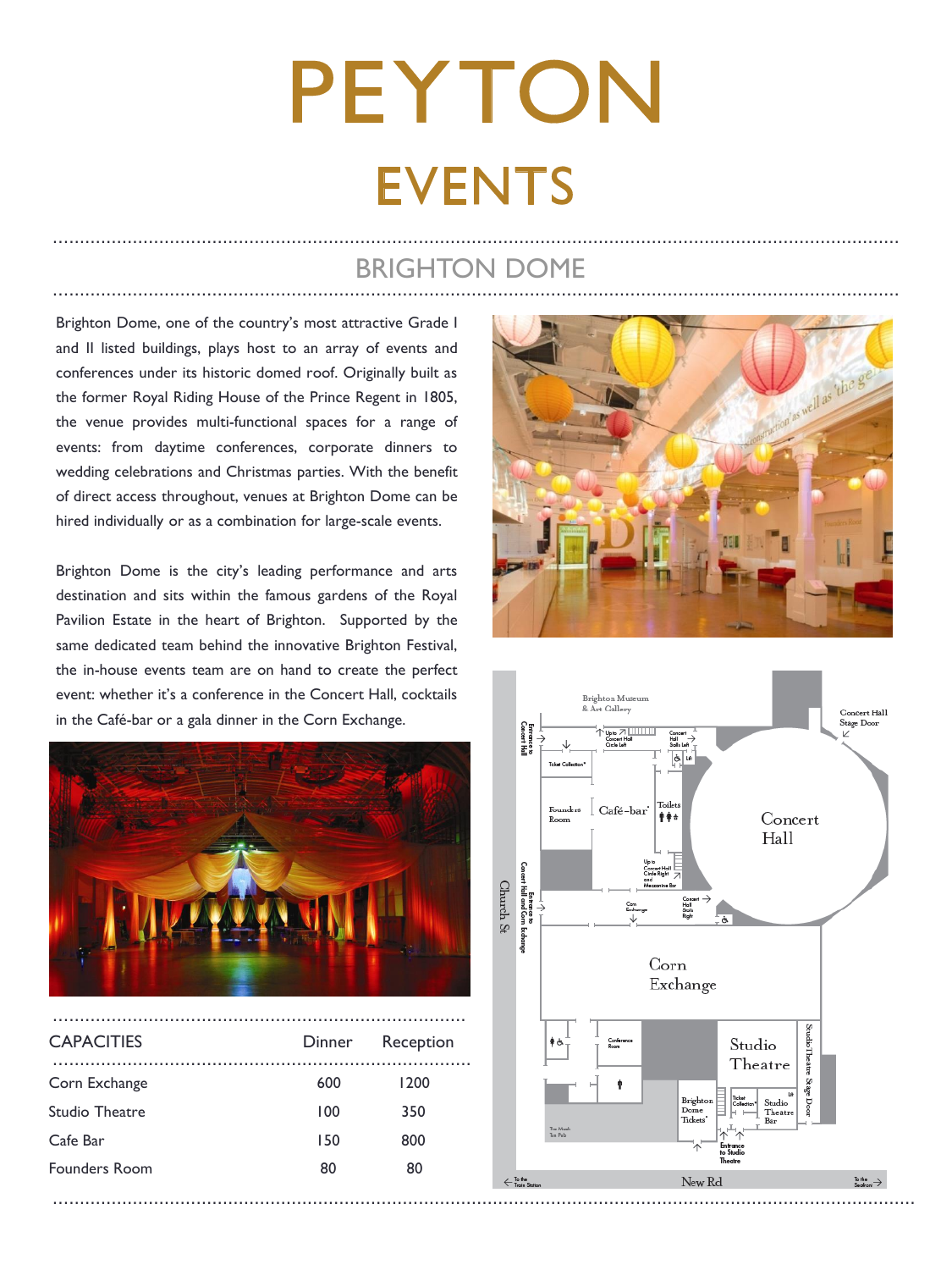# PEYTON

## EVENTS

## BRIGHTON DOME

Brighton Dome, one of the country's most attractive Grade I and II listed buildings, plays host to an array of events and conferences under its historic domed roof. Originally built as the former Royal Riding House of the Prince Regent in 1805, the venue provides multi-functional spaces for a range of events: from daytime conferences, corporate dinners to wedding celebrations and Christmas parties. With the benefit of direct access throughout, venues at Brighton Dome can be hired individually or as a combination for large-scale events.

Brighton Dome is the city's leading performance and arts destination and sits within the famous gardens of the Royal Pavilion Estate in the heart of Brighton. Supported by the same dedicated team behind the innovative Brighton Festival, the in-house events team are on hand to create the perfect event: whether it's a conference in the Concert Hall, cocktails in the Café-bar or a gala dinner in the Corn Exchange.

| CAPACITIES | Dinner | Reception |
|---|---|---|
| Corn Exchange | 600 | 1200 |
| Studio Theatre | 100 | 350 |
| Cafe Bar | 150 | 800 |
| Founders Room | 80 | 80 |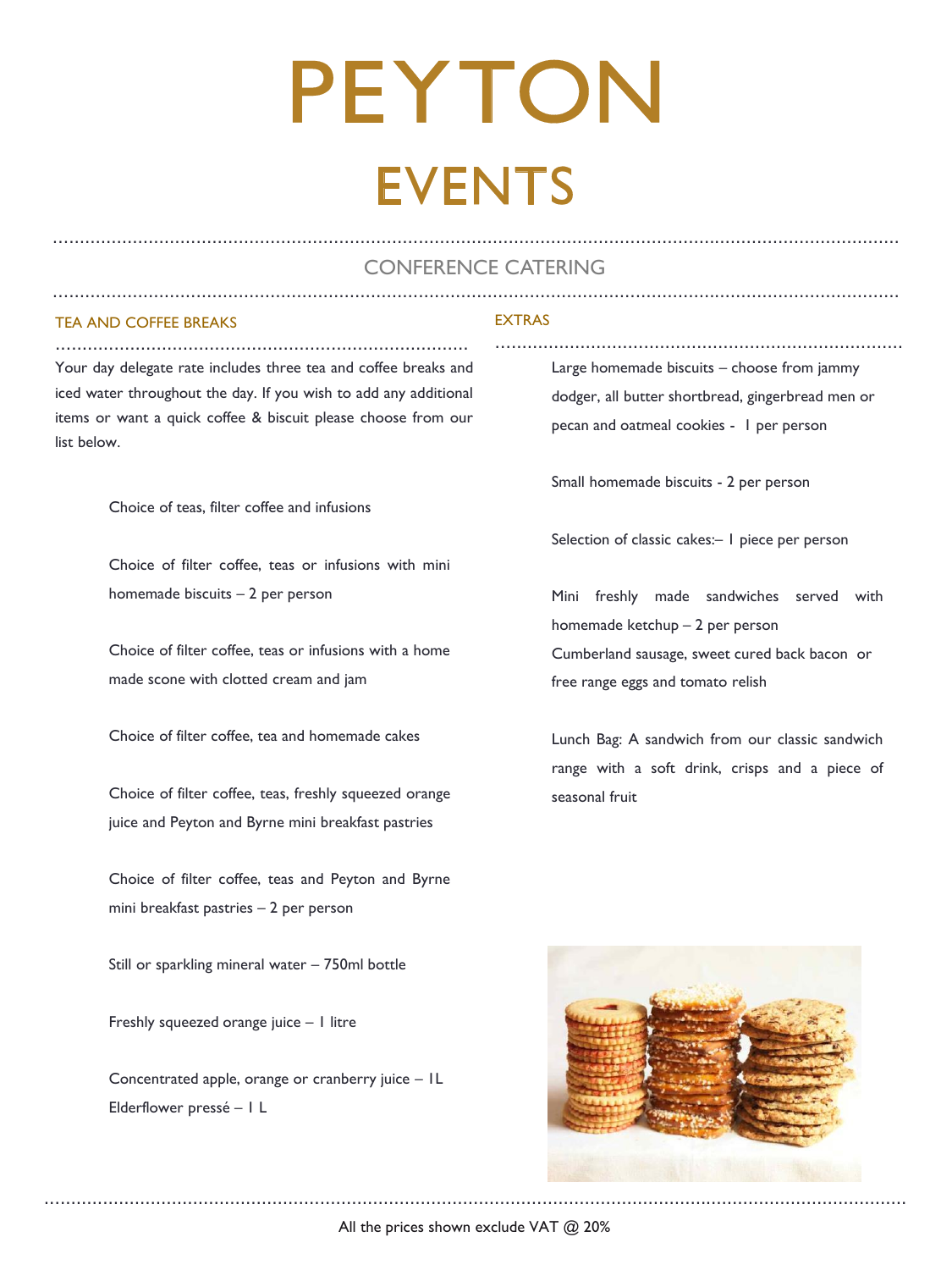# PEYTON

# EVENTS

## CONFERENCE CATERING

### TEA AND COFFEE BREAKS

Your day delegate rate includes three tea and coffee breaks and iced water throughout the day. If you wish to add any additional items or want a quick coffee & biscuit please choose from our list below.

Choice of teas, filter coffee and infusions

Choice of filter coffee, teas or infusions with mini homemade biscuits – 2 per person

Choice of filter coffee, teas or infusions with a home made scone with clotted cream and jam

Choice of filter coffee, tea and homemade cakes

Choice of filter coffee, teas, freshly squeezed orange juice and Peyton and Byrne mini breakfast pastries

Choice of filter coffee, teas and Peyton and Byrne mini breakfast pastries – 2 per person

Still or sparkling mineral water – 750ml bottle

Freshly squeezed orange juice – 1 litre

Concentrated apple, orange or cranberry juice – 1L
Elderflower pressé – 1 L

### EXTRAS

Large homemade biscuits – choose from jammy dodger, all butter shortbread, gingerbread men or pecan and oatmeal cookies - 1 per person

Small homemade biscuits - 2 per person

Selection of classic cakes:– 1 piece per person

Mini freshly made sandwiches served with homemade ketchup – 2 per person
Cumberland sausage, sweet cured back bacon or free range eggs and tomato relish

Lunch Bag: A sandwich from our classic sandwich range with a soft drink, crisps and a piece of seasonal fruit

All the prices shown exclude VAT @ 20%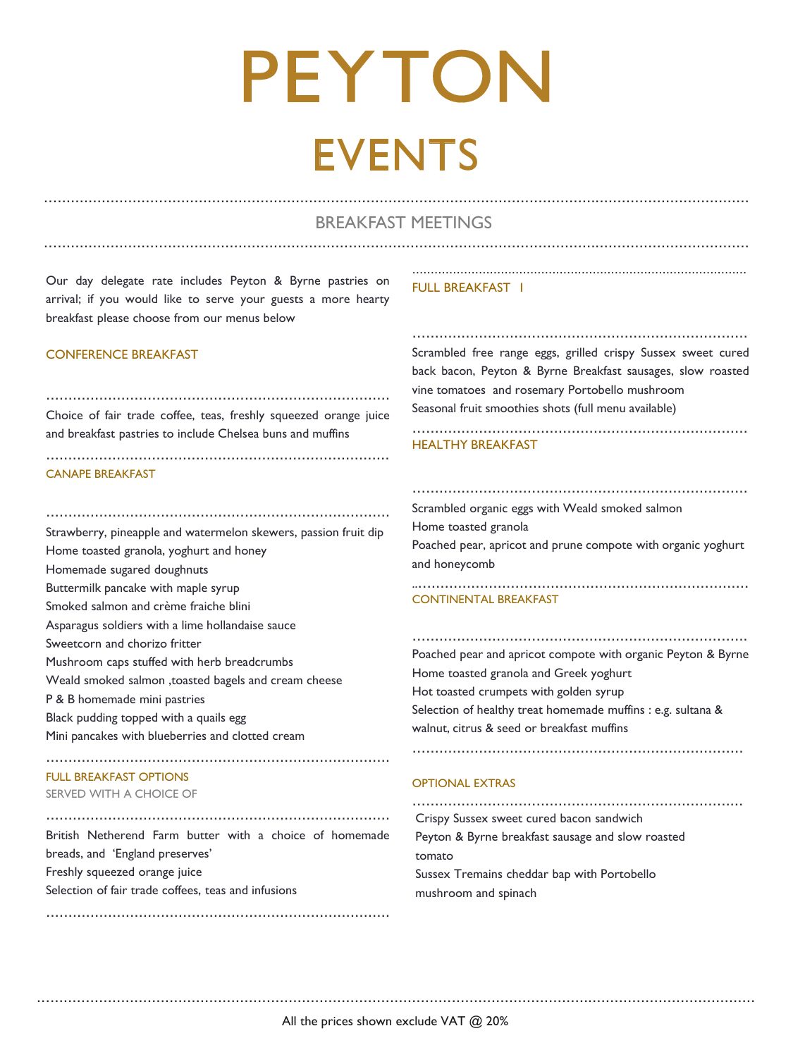# PEYTON

# EVENTS

## BREAKFAST MEETINGS

Our day delegate rate includes Peyton & Byrne pastries on arrival; if you would like to serve your guests a more hearty breakfast please choose from our menus below

### CONFERENCE BREAKFAST

Choice of fair trade coffee, teas, freshly squeezed orange juice and breakfast pastries to include Chelsea buns and muffins

### CANAPE BREAKFAST

Strawberry, pineapple and watermelon skewers, passion fruit dip
Home toasted granola, yoghurt and honey
Homemade sugared doughnuts
Buttermilk pancake with maple syrup
Smoked salmon and crème fraiche blini
Asparagus soldiers with a lime hollandaise sauce
Sweetcorn and chorizo fritter
Mushroom caps stuffed with herb breadcrumbs
Weald smoked salmon ,toasted bagels and cream cheese
P & B homemade mini pastries
Black pudding topped with a quails egg
Mini pancakes with blueberries and clotted cream

### FULL BREAKFAST OPTIONS

SERVED WITH A CHOICE OF

British Netherend Farm butter with a choice of homemade breads, and 'England preserves'
Freshly squeezed orange juice
Selection of fair trade coffees, teas and infusions

### FULL BREAKFAST 1

Scrambled free range eggs, grilled crispy Sussex sweet cured back bacon, Peyton & Byrne Breakfast sausages, slow roasted vine tomatoes and rosemary Portobello mushroom
Seasonal fruit smoothies shots (full menu available)

### HEALTHY BREAKFAST

Scrambled organic eggs with Weald smoked salmon
Home toasted granola
Poached pear, apricot and prune compote with organic yoghurt and honeycomb

### CONTINENTAL BREAKFAST

Poached pear and apricot compote with organic Peyton & Byrne
Home toasted granola and Greek yoghurt
Hot toasted crumpets with golden syrup
Selection of healthy treat homemade muffins : e.g. sultana & walnut, citrus & seed or breakfast muffins

### OPTIONAL EXTRAS

Crispy Sussex sweet cured bacon sandwich
Peyton & Byrne breakfast sausage and slow roasted tomato
Sussex Tremains cheddar bap with Portobello mushroom and spinach

All the prices shown exclude VAT @ 20%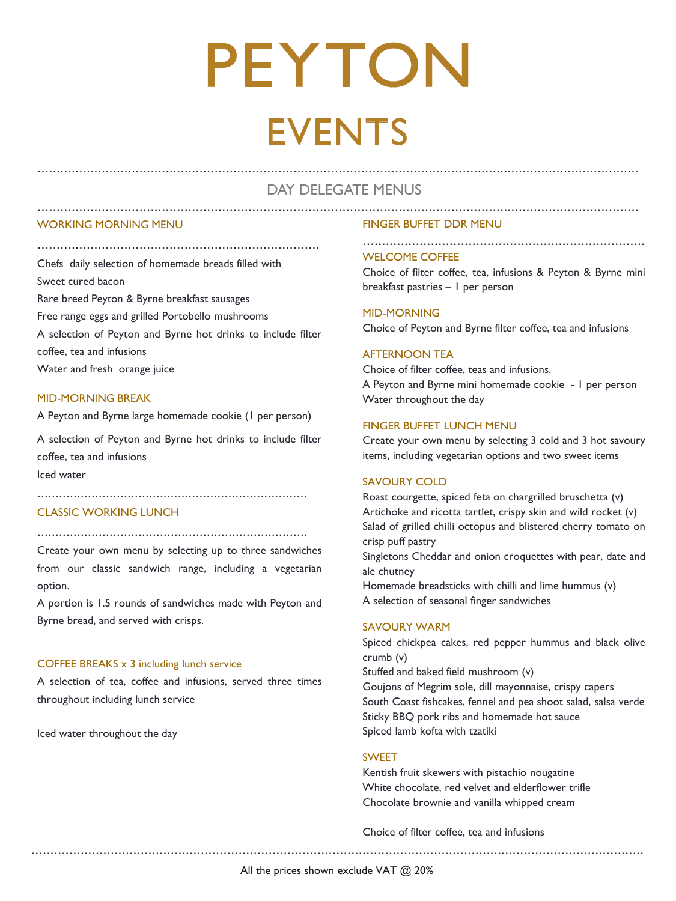# PEYTON

# EVENTS

## DAY DELEGATE MENUS

### WORKING MORNING MENU

Chefs daily selection of homemade breads filled with

Sweet cured bacon

Rare breed Peyton & Byrne breakfast sausages

Free range eggs and grilled Portobello mushrooms

A selection of Peyton and Byrne hot drinks to include filter coffee, tea and infusions

Water and fresh orange juice

### MID-MORNING BREAK

A Peyton and Byrne large homemade cookie (1 per person)

A selection of Peyton and Byrne hot drinks to include filter coffee, tea and infusions

Iced water

### CLASSIC WORKING LUNCH

Create your own menu by selecting up to three sandwiches from our classic sandwich range, including a vegetarian option.

A portion is 1.5 rounds of sandwiches made with Peyton and Byrne bread, and served with crisps.

### COFFEE BREAKS x 3 including lunch service

A selection of tea, coffee and infusions, served three times throughout including lunch service

Iced water throughout the day

### FINGER BUFFET DDR MENU

#### WELCOME COFFEE

Choice of filter coffee, tea, infusions & Peyton & Byrne mini breakfast pastries – 1 per person

#### MID-MORNING

Choice of Peyton and Byrne filter coffee, tea and infusions

#### AFTERNOON TEA

Choice of filter coffee, teas and infusions.

A Peyton and Byrne mini homemade cookie - 1 per person

Water throughout the day

#### FINGER BUFFET LUNCH MENU

Create your own menu by selecting 3 cold and 3 hot savoury items, including vegetarian options and two sweet items

#### SAVOURY COLD

Roast courgette, spiced feta on chargrilled bruschetta (v)

Artichoke and ricotta tartlet, crispy skin and wild rocket (v)

Salad of grilled chilli octopus and blistered cherry tomato on crisp puff pastry

Singletons Cheddar and onion croquettes with pear, date and ale chutney

Homemade breadsticks with chilli and lime hummus (v)

A selection of seasonal finger sandwiches

#### SAVOURY WARM

Spiced chickpea cakes, red pepper hummus and black olive crumb (v)

Stuffed and baked field mushroom (v)

Goujons of Megrim sole, dill mayonnaise, crispy capers

South Coast fishcakes, fennel and pea shoot salad, salsa verde

Sticky BBQ pork ribs and homemade hot sauce

Spiced lamb kofta with tzatiki

#### SWEET

Kentish fruit skewers with pistachio nougatine

White chocolate, red velvet and elderflower trifle

Chocolate brownie and vanilla whipped cream

Choice of filter coffee, tea and infusions

All the prices shown exclude VAT @ 20%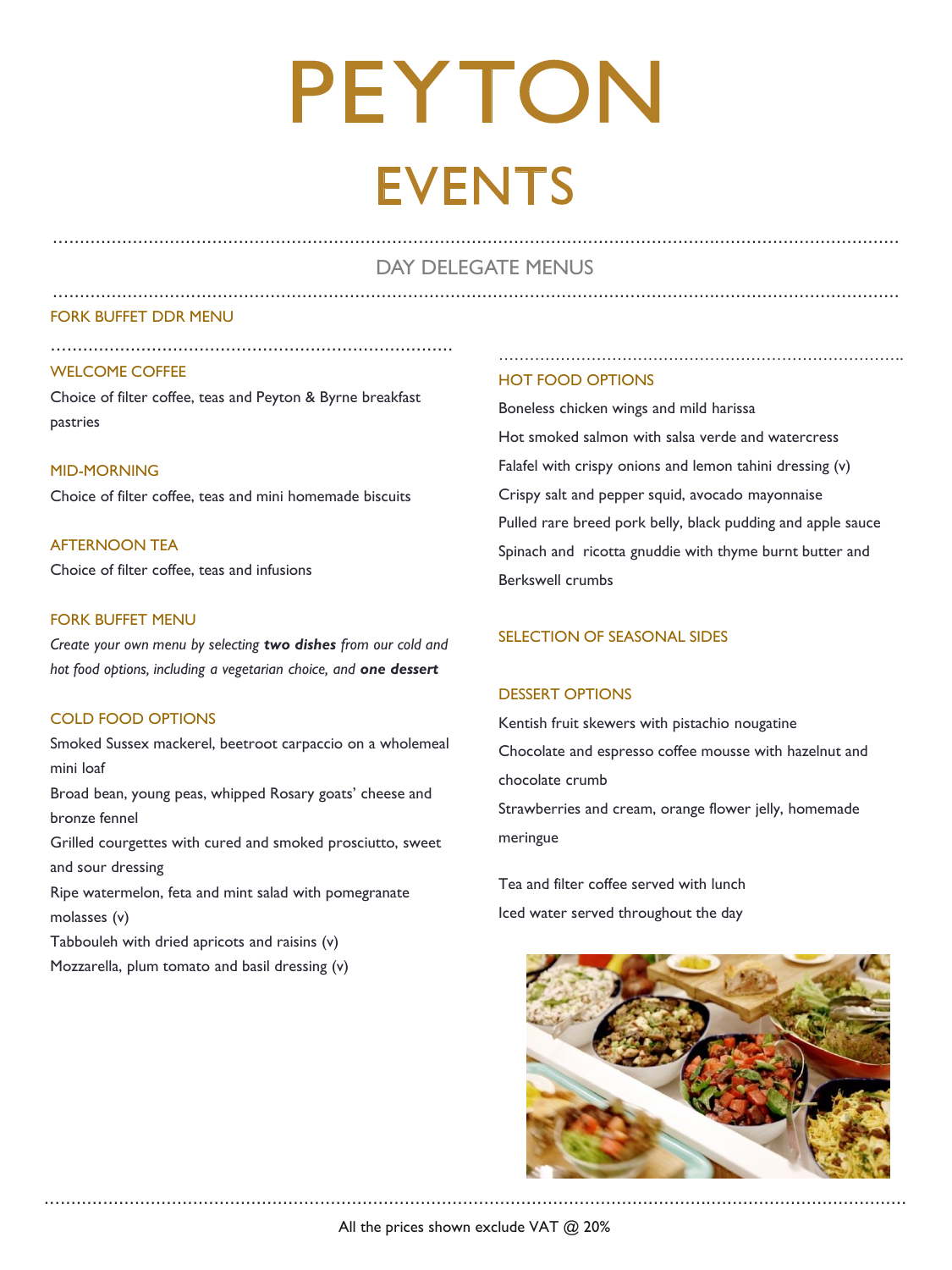# PEYTON

# EVENTS

## DAY DELEGATE MENUS

### FORK BUFFET DDR MENU

### WELCOME COFFEE

Choice of filter coffee, teas and Peyton & Byrne breakfast pastries

### MID-MORNING

Choice of filter coffee, teas and mini homemade biscuits

### AFTERNOON TEA

Choice of filter coffee, teas and infusions

### FORK BUFFET MENU

*Create your own menu by selecting **two dishes** from our cold and hot food options, including a vegetarian choice, and **one dessert***

### COLD FOOD OPTIONS

Smoked Sussex mackerel, beetroot carpaccio on a wholemeal mini loaf

Broad bean, young peas, whipped Rosary goats' cheese and bronze fennel

Grilled courgettes with cured and smoked prosciutto, sweet and sour dressing

Ripe watermelon, feta and mint salad with pomegranate molasses (v)

Tabbouleh with dried apricots and raisins (v)

Mozzarella, plum tomato and basil dressing (v)

### HOT FOOD OPTIONS

Boneless chicken wings and mild harissa

Hot smoked salmon with salsa verde and watercress

Falafel with crispy onions and lemon tahini dressing (v)

Crispy salt and pepper squid, avocado mayonnaise

Pulled rare breed pork belly, black pudding and apple sauce

Spinach and ricotta gnuddie with thyme burnt butter and Berkswell crumbs

### SELECTION OF SEASONAL SIDES

### DESSERT OPTIONS

Kentish fruit skewers with pistachio nougatine

Chocolate and espresso coffee mousse with hazelnut and chocolate crumb

Strawberries and cream, orange flower jelly, homemade meringue

Tea and filter coffee served with lunch

Iced water served throughout the day

All the prices shown exclude VAT @ 20%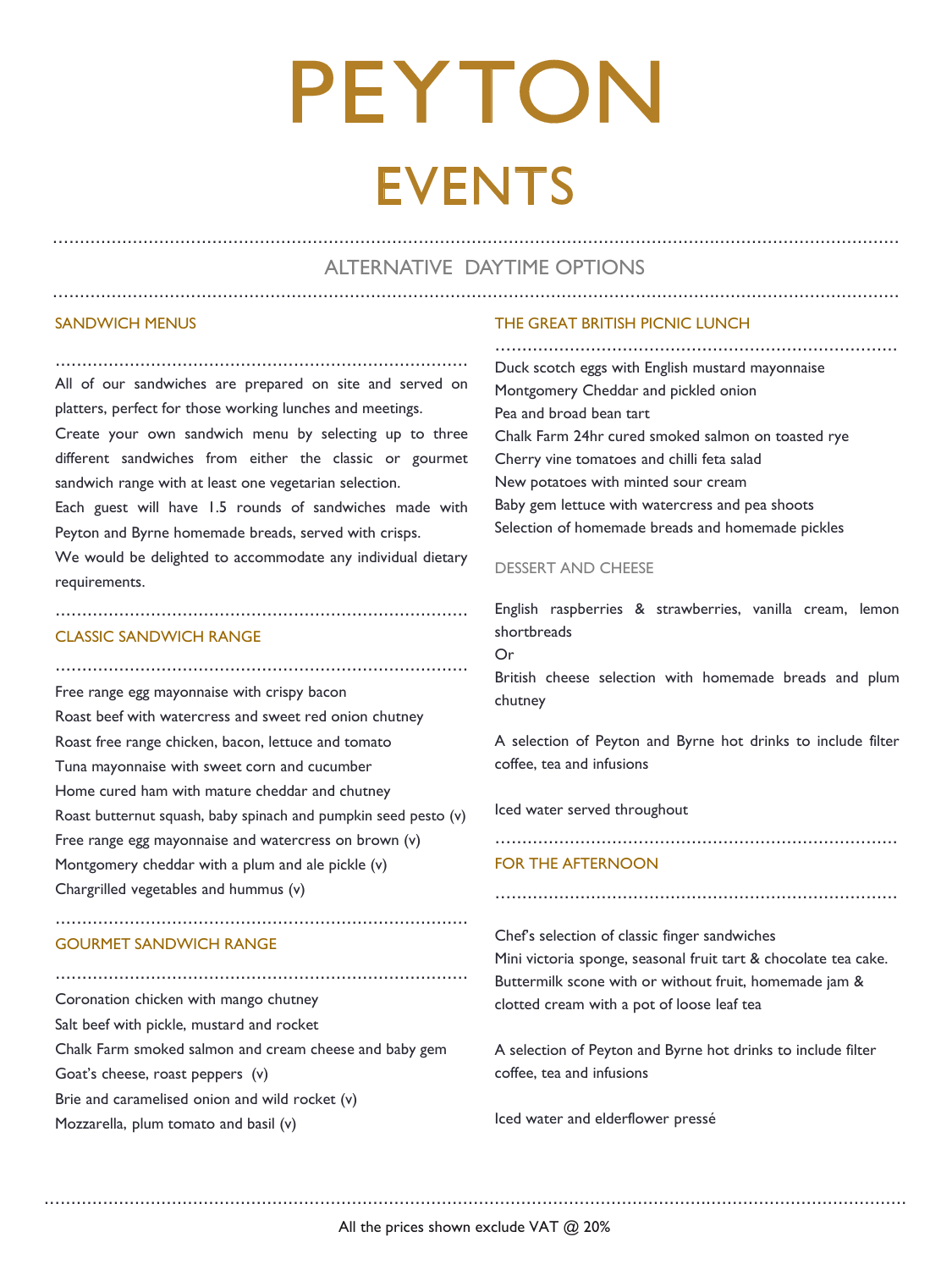# PEYTON

# EVENTS

## ALTERNATIVE DAYTIME OPTIONS

### SANDWICH MENUS

All of our sandwiches are prepared on site and served on platters, perfect for those working lunches and meetings.

Create your own sandwich menu by selecting up to three different sandwiches from either the classic or gourmet sandwich range with at least one vegetarian selection.

Each guest will have 1.5 rounds of sandwiches made with Peyton and Byrne homemade breads, served with crisps.

We would be delighted to accommodate any individual dietary requirements.

### CLASSIC SANDWICH RANGE

Free range egg mayonnaise with crispy bacon
Roast beef with watercress and sweet red onion chutney
Roast free range chicken, bacon, lettuce and tomato
Tuna mayonnaise with sweet corn and cucumber
Home cured ham with mature cheddar and chutney
Roast butternut squash, baby spinach and pumpkin seed pesto (v)
Free range egg mayonnaise and watercress on brown (v)
Montgomery cheddar with a plum and ale pickle (v)
Chargrilled vegetables and hummus (v)

### GOURMET SANDWICH RANGE

Coronation chicken with mango chutney
Salt beef with pickle, mustard and rocket
Chalk Farm smoked salmon and cream cheese and baby gem
Goat's cheese, roast peppers (v)
Brie and caramelised onion and wild rocket (v)
Mozzarella, plum tomato and basil (v)

### THE GREAT BRITISH PICNIC LUNCH

Duck scotch eggs with English mustard mayonnaise
Montgomery Cheddar and pickled onion
Pea and broad bean tart
Chalk Farm 24hr cured smoked salmon on toasted rye
Cherry vine tomatoes and chilli feta salad
New potatoes with minted sour cream
Baby gem lettuce with watercress and pea shoots
Selection of homemade breads and homemade pickles

#### DESSERT AND CHEESE

English raspberries & strawberries, vanilla cream, lemon shortbreads
Or
British cheese selection with homemade breads and plum chutney

A selection of Peyton and Byrne hot drinks to include filter coffee, tea and infusions

Iced water served throughout

### FOR THE AFTERNOON

Chef's selection of classic finger sandwiches
Mini victoria sponge, seasonal fruit tart & chocolate tea cake.
Buttermilk scone with or without fruit, homemade jam & clotted cream with a pot of loose leaf tea

A selection of Peyton and Byrne hot drinks to include filter coffee, tea and infusions

Iced water and elderflower pressé

All the prices shown exclude VAT @ 20%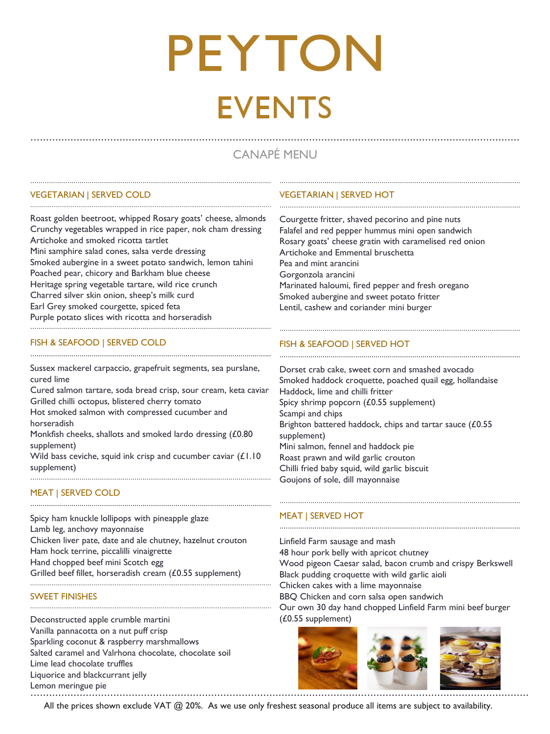# PEYTON

# EVENTS

## CANAPÉ MENU

### VEGETARIAN | SERVED COLD

Roast golden beetroot, whipped Rosary goats' cheese, almonds
Crunchy vegetables wrapped in rice paper, nok cham dressing
Artichoke and smoked ricotta tartlet
Mini samphire salad cones, salsa verde dressing
Smoked aubergine in a sweet potato sandwich, lemon tahini
Poached pear, chicory and Barkham blue cheese
Heritage spring vegetable tartare, wild rice crunch
Charred silver skin onion, sheep's milk curd
Earl Grey smoked courgette, spiced feta
Purple potato slices with ricotta and horseradish

### FISH & SEAFOOD | SERVED COLD

Sussex mackerel carpaccio, grapefruit segments, sea purslane, cured lime
Cured salmon tartare, soda bread crisp, sour cream, keta caviar
Grilled chilli octopus, blistered cherry tomato
Hot smoked salmon with compressed cucumber and horseradish
Monkfish cheeks, shallots and smoked lardo dressing (£0.80 supplement)
Wild bass ceviche, squid ink crisp and cucumber caviar (£1.10 supplement)

### MEAT | SERVED COLD

Spicy ham knuckle lollipops with pineapple glaze
Lamb leg, anchovy mayonnaise
Chicken liver pate, date and ale chutney, hazelnut crouton
Ham hock terrine, piccalilli vinaigrette
Hand chopped beef mini Scotch egg
Grilled beef fillet, horseradish cream (£0.55 supplement)

### SWEET FINISHES

Deconstructed apple crumble martini
Vanilla pannacotta on a nut puff crisp
Sparkling coconut & raspberry marshmallows
Salted caramel and Valrhona chocolate, chocolate soil
Lime lead chocolate truffles
Liquorice and blackcurrant jelly
Lemon meringue pie

### VEGETARIAN | SERVED HOT

Courgette fritter, shaved pecorino and pine nuts
Falafel and red pepper hummus mini open sandwich
Rosary goats' cheese gratin with caramelised red onion
Artichoke and Emmental bruschetta
Pea and mint arancini
Gorgonzola arancini
Marinated haloumi, fired pepper and fresh oregano
Smoked aubergine and sweet potato fritter
Lentil, cashew and coriander mini burger

### FISH & SEAFOOD | SERVED HOT

Dorset crab cake, sweet corn and smashed avocado
Smoked haddock croquette, poached quail egg, hollandaise
Haddock, lime and chilli fritter
Spicy shrimp popcorn (£0.55 supplement)
Scampi and chips
Brighton battered haddock, chips and tartar sauce (£0.55 supplement)
Mini salmon, fennel and haddock pie
Roast prawn and wild garlic crouton
Chilli fried baby squid, wild garlic biscuit
Goujons of sole, dill mayonnaise

### MEAT | SERVED HOT

Linfield Farm sausage and mash
48 hour pork belly with apricot chutney
Wood pigeon Caesar salad, bacon crumb and crispy Berkswell
Black pudding croquette with wild garlic aioli
Chicken cakes with a lime mayonnaise
BBQ Chicken and corn salsa open sandwich
Our own 30 day hand chopped Linfield Farm mini beef burger (£0.55 supplement)

All the prices shown exclude VAT @ 20%. As we use only freshest seasonal produce all items are subject to availability.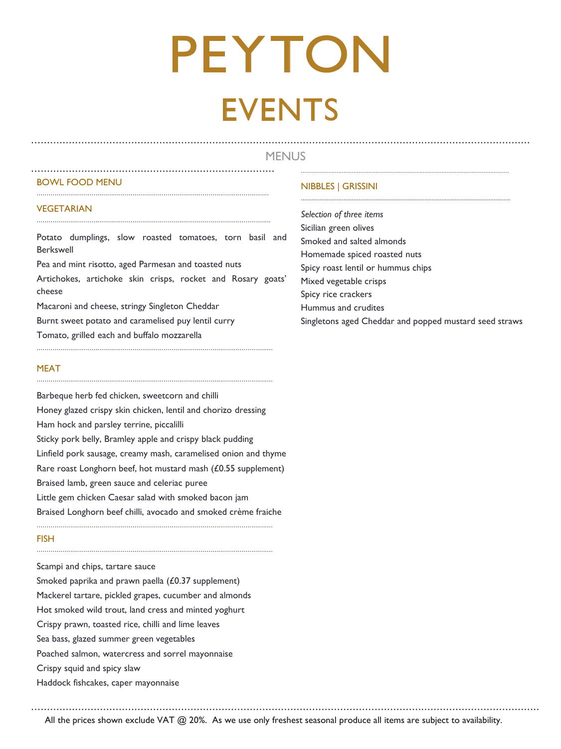# PEYTON

# EVENTS

## MENUS

### BOWL FOOD MENU

#### VEGETARIAN

Potato dumplings, slow roasted tomatoes, torn basil and Berkswell

Pea and mint risotto, aged Parmesan and toasted nuts

Artichokes, artichoke skin crisps, rocket and Rosary goats' cheese

Macaroni and cheese, stringy Singleton Cheddar

Burnt sweet potato and caramelised puy lentil curry

Tomato, grilled each and buffalo mozzarella

#### MEAT

Barbeque herb fed chicken, sweetcorn and chilli

Honey glazed crispy skin chicken, lentil and chorizo dressing

Ham hock and parsley terrine, piccalilli

Sticky pork belly, Bramley apple and crispy black pudding

Linfield pork sausage, creamy mash, caramelised onion and thyme

Rare roast Longhorn beef, hot mustard mash (£0.55 supplement)

Braised lamb, green sauce and celeriac puree

Little gem chicken Caesar salad with smoked bacon jam

Braised Longhorn beef chilli, avocado and smoked crème fraiche

#### FISH

Scampi and chips, tartare sauce

Smoked paprika and prawn paella (£0.37 supplement)

Mackerel tartare, pickled grapes, cucumber and almonds

Hot smoked wild trout, land cress and minted yoghurt

Crispy prawn, toasted rice, chilli and lime leaves

Sea bass, glazed summer green vegetables

Poached salmon, watercress and sorrel mayonnaise

Crispy squid and spicy slaw

Haddock fishcakes, caper mayonnaise

### NIBBLES | GRISSINI

*Selection of three items*

Sicilian green olives

Smoked and salted almonds

Homemade spiced roasted nuts

Spicy roast lentil or hummus chips

Mixed vegetable crisps

Spicy rice crackers

Hummus and crudites

Singletons aged Cheddar and popped mustard seed straws

All the prices shown exclude VAT @ 20%. As we use only freshest seasonal produce all items are subject to availability.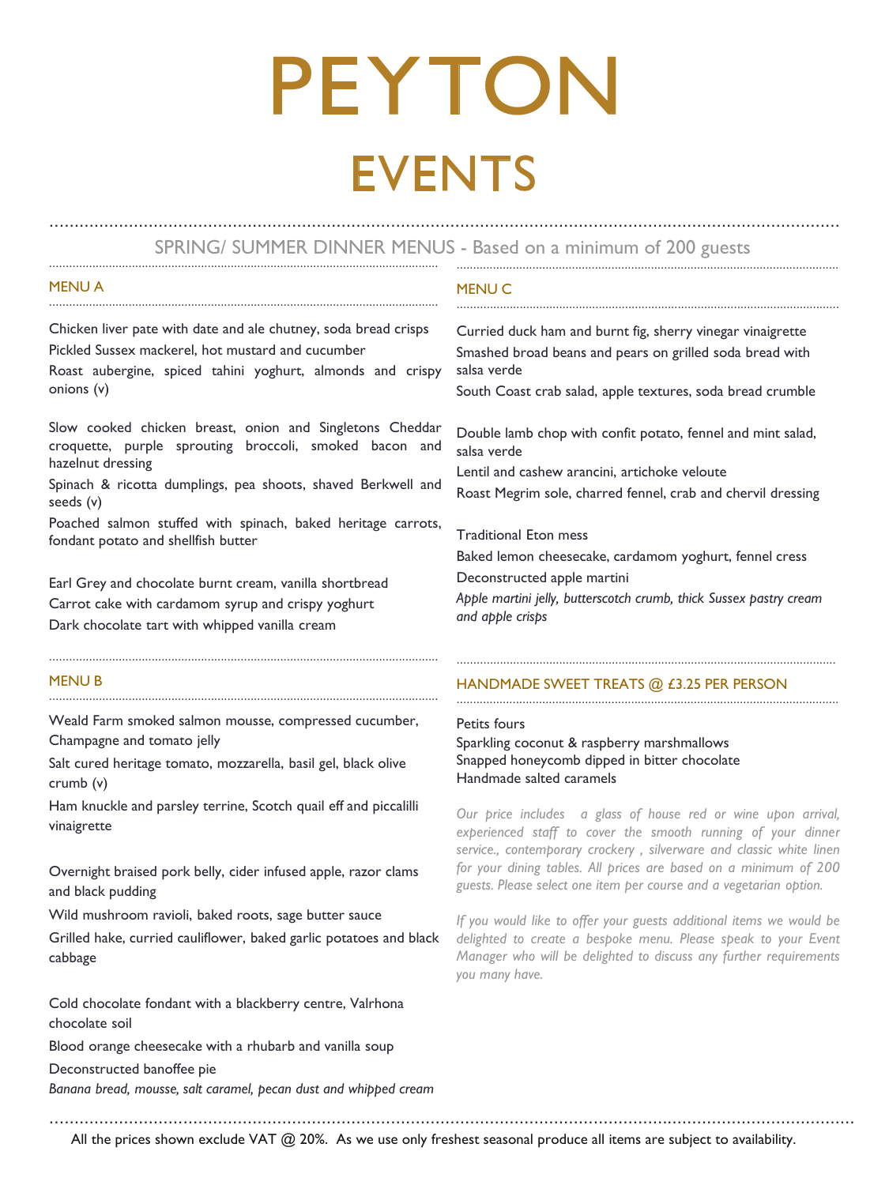# PEYTON
# EVENTS

## SPRING/ SUMMER DINNER MENUS - Based on a minimum of 200 guests

### MENU A

Chicken liver pate with date and ale chutney, soda bread crisps

Pickled Sussex mackerel, hot mustard and cucumber

Roast aubergine, spiced tahini yoghurt, almonds and crispy onions (v)

Slow cooked chicken breast, onion and Singletons Cheddar croquette, purple sprouting broccoli, smoked bacon and hazelnut dressing

Spinach & ricotta dumplings, pea shoots, shaved Berkwell and seeds (v)

Poached salmon stuffed with spinach, baked heritage carrots, fondant potato and shellfish butter

Earl Grey and chocolate burnt cream, vanilla shortbread

Carrot cake with cardamom syrup and crispy yoghurt

Dark chocolate tart with whipped vanilla cream

### MENU B

Weald Farm smoked salmon mousse, compressed cucumber, Champagne and tomato jelly

Salt cured heritage tomato, mozzarella, basil gel, black olive crumb (v)

Ham knuckle and parsley terrine, Scotch quail eff and piccalilli vinaigrette

Overnight braised pork belly, cider infused apple, razor clams and black pudding

Wild mushroom ravioli, baked roots, sage butter sauce

Grilled hake, curried cauliflower, baked garlic potatoes and black cabbage

Cold chocolate fondant with a blackberry centre, Valrhona chocolate soil

Blood orange cheesecake with a rhubarb and vanilla soup

Deconstructed banoffee pie

*Banana bread, mousse, salt caramel, pecan dust and whipped cream*

### MENU C

Curried duck ham and burnt fig, sherry vinegar vinaigrette

Smashed broad beans and pears on grilled soda bread with salsa verde

South Coast crab salad, apple textures, soda bread crumble

Double lamb chop with confit potato, fennel and mint salad, salsa verde

Lentil and cashew arancini, artichoke veloute

Roast Megrim sole, charred fennel, crab and chervil dressing

Traditional Eton mess

Baked lemon cheesecake, cardamom yoghurt, fennel cress

Deconstructed apple martini

*Apple martini jelly, butterscotch crumb, thick Sussex pastry cream and apple crisps*

### HANDMADE SWEET TREATS @ £3.25 PER PERSON

Petits fours

Sparkling coconut & raspberry marshmallows

Snapped honeycomb dipped in bitter chocolate

Handmade salted caramels

*Our price includes a glass of house red or wine upon arrival, experienced staff to cover the smooth running of your dinner service., contemporary crockery , silverware and classic white linen for your dining tables. All prices are based on a minimum of 200 guests. Please select one item per course and a vegetarian option.*

*If you would like to offer your guests additional items we would be delighted to create a bespoke menu. Please speak to your Event Manager who will be delighted to discuss any further requirements you many have.*

All the prices shown exclude VAT @ 20%. As we use only freshest seasonal produce all items are subject to availability.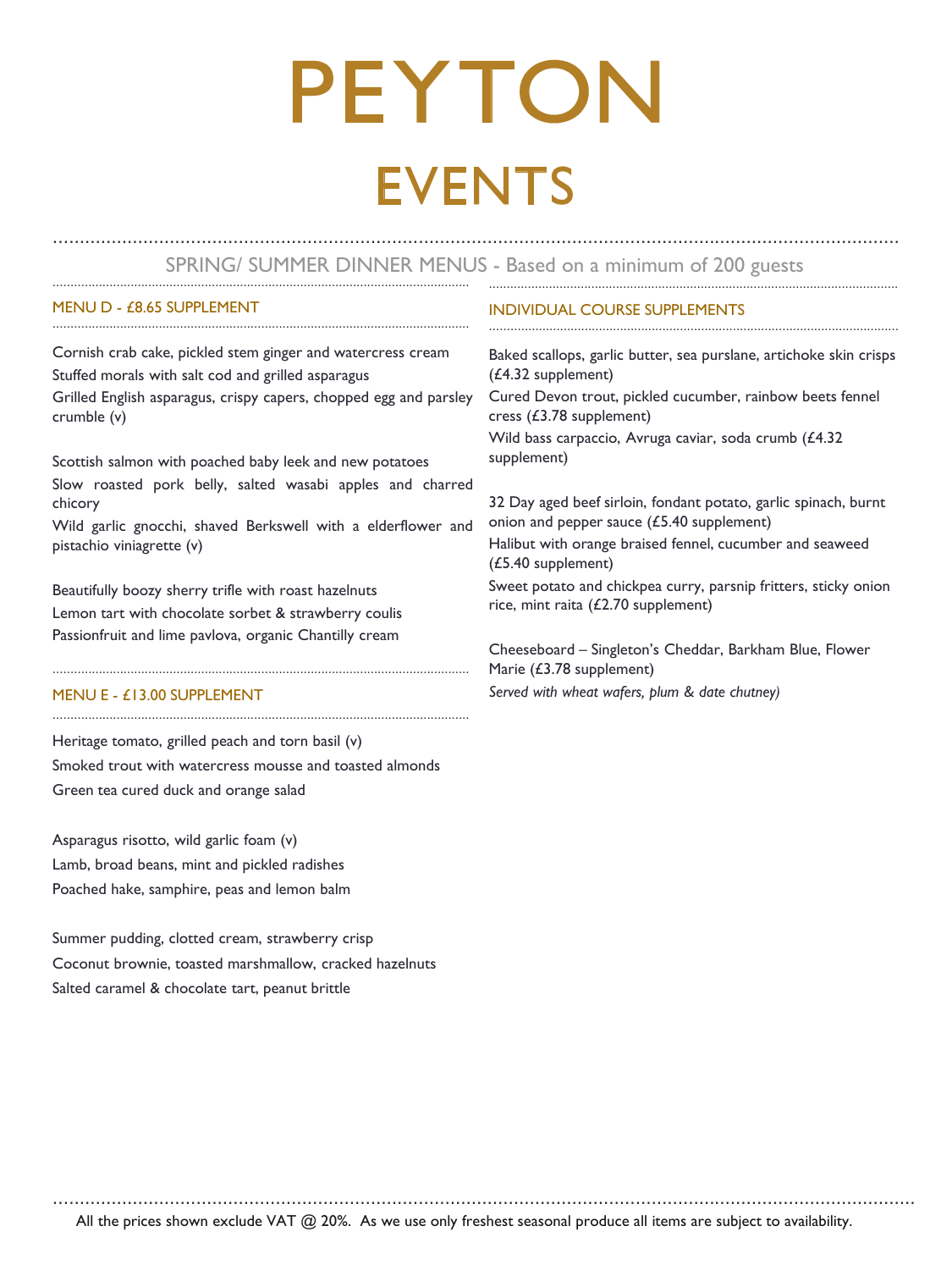# PEYTON

# EVENTS

## SPRING/ SUMMER DINNER MENUS - Based on a minimum of 200 guests

### MENU D - £8.65 SUPPLEMENT

Cornish crab cake, pickled stem ginger and watercress cream

Stuffed morals with salt cod and grilled asparagus

Grilled English asparagus, crispy capers, chopped egg and parsley crumble (v)

Scottish salmon with poached baby leek and new potatoes

Slow roasted pork belly, salted wasabi apples and charred chicory

Wild garlic gnocchi, shaved Berkswell with a elderflower and pistachio viniagrette (v)

Beautifully boozy sherry trifle with roast hazelnuts

Lemon tart with chocolate sorbet & strawberry coulis

Passionfruit and lime pavlova, organic Chantilly cream

### MENU E - £13.00 SUPPLEMENT

Heritage tomato, grilled peach and torn basil (v)

Smoked trout with watercress mousse and toasted almonds

Green tea cured duck and orange salad

Asparagus risotto, wild garlic foam (v)

Lamb, broad beans, mint and pickled radishes

Poached hake, samphire, peas and lemon balm

Summer pudding, clotted cream, strawberry crisp

Coconut brownie, toasted marshmallow, cracked hazelnuts

Salted caramel & chocolate tart, peanut brittle

### INDIVIDUAL COURSE SUPPLEMENTS

Baked scallops, garlic butter, sea purslane, artichoke skin crisps (£4.32 supplement)

Cured Devon trout, pickled cucumber, rainbow beets fennel cress (£3.78 supplement)

Wild bass carpaccio, Avruga caviar, soda crumb (£4.32 supplement)

32 Day aged beef sirloin, fondant potato, garlic spinach, burnt onion and pepper sauce (£5.40 supplement)

Halibut with orange braised fennel, cucumber and seaweed (£5.40 supplement)

Sweet potato and chickpea curry, parsnip fritters, sticky onion rice, mint raita (£2.70 supplement)

Cheeseboard – Singleton's Cheddar, Barkham Blue, Flower Marie (£3.78 supplement)

*Served with wheat wafers, plum & date chutney)*

All the prices shown exclude VAT @ 20%. As we use only freshest seasonal produce all items are subject to availability.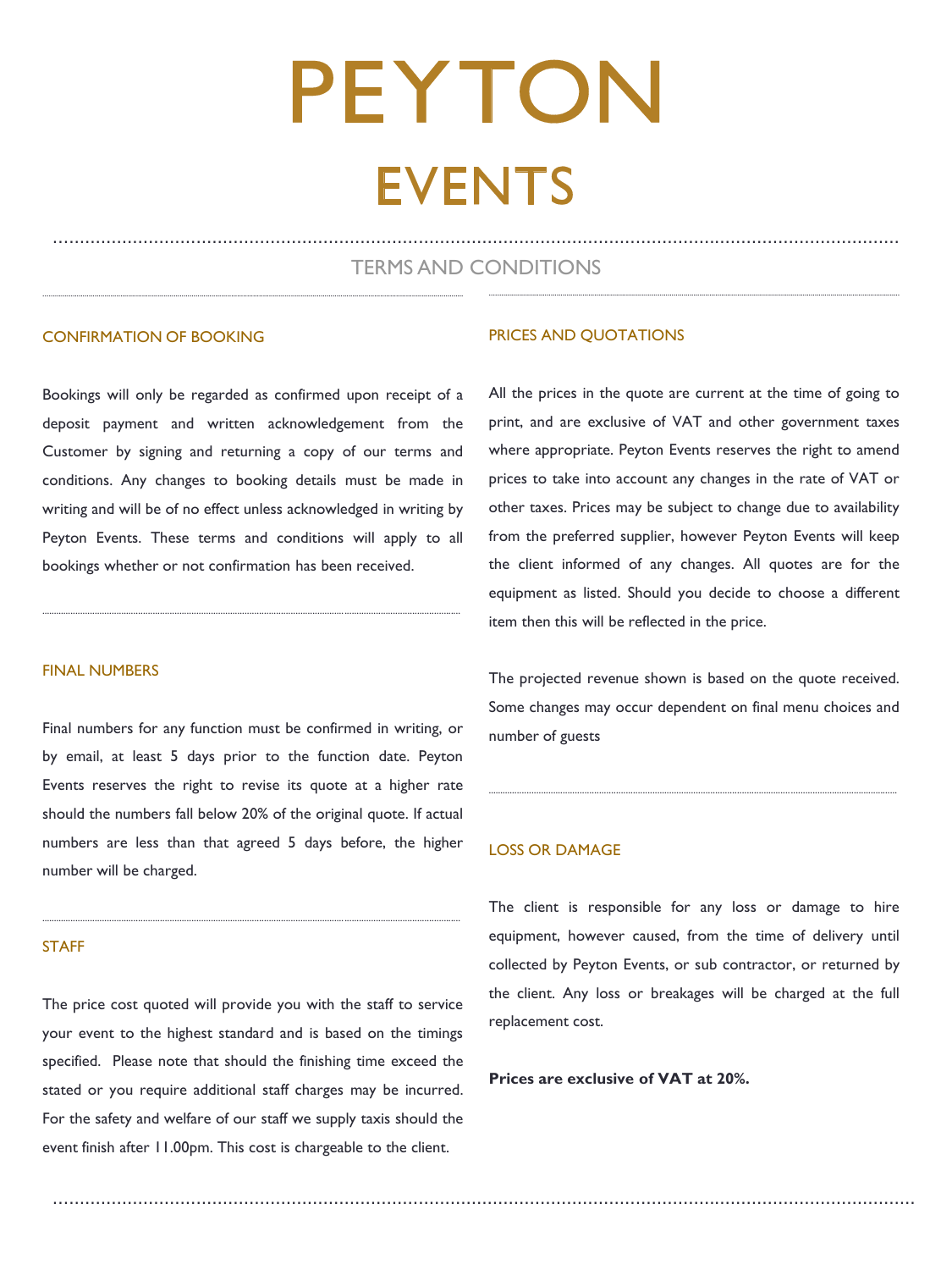# PEYTON

# EVENTS

## TERMS AND CONDITIONS

### CONFIRMATION OF BOOKING

Bookings will only be regarded as confirmed upon receipt of a deposit payment and written acknowledgement from the Customer by signing and returning a copy of our terms and conditions. Any changes to booking details must be made in writing and will be of no effect unless acknowledged in writing by Peyton Events. These terms and conditions will apply to all bookings whether or not confirmation has been received.

### FINAL NUMBERS

Final numbers for any function must be confirmed in writing, or by email, at least 5 days prior to the function date. Peyton Events reserves the right to revise its quote at a higher rate should the numbers fall below 20% of the original quote. If actual numbers are less than that agreed 5 days before, the higher number will be charged.

### STAFF

The price cost quoted will provide you with the staff to service your event to the highest standard and is based on the timings specified. Please note that should the finishing time exceed the stated or you require additional staff charges may be incurred. For the safety and welfare of our staff we supply taxis should the event finish after 11.00pm. This cost is chargeable to the client.

### PRICES AND QUOTATIONS

All the prices in the quote are current at the time of going to print, and are exclusive of VAT and other government taxes where appropriate. Peyton Events reserves the right to amend prices to take into account any changes in the rate of VAT or other taxes. Prices may be subject to change due to availability from the preferred supplier, however Peyton Events will keep the client informed of any changes. All quotes are for the equipment as listed. Should you decide to choose a different item then this will be reflected in the price.

The projected revenue shown is based on the quote received. Some changes may occur dependent on final menu choices and number of guests

### LOSS OR DAMAGE

The client is responsible for any loss or damage to hire equipment, however caused, from the time of delivery until collected by Peyton Events, or sub contractor, or returned by the client. Any loss or breakages will be charged at the full replacement cost.

**Prices are exclusive of VAT at 20%.**